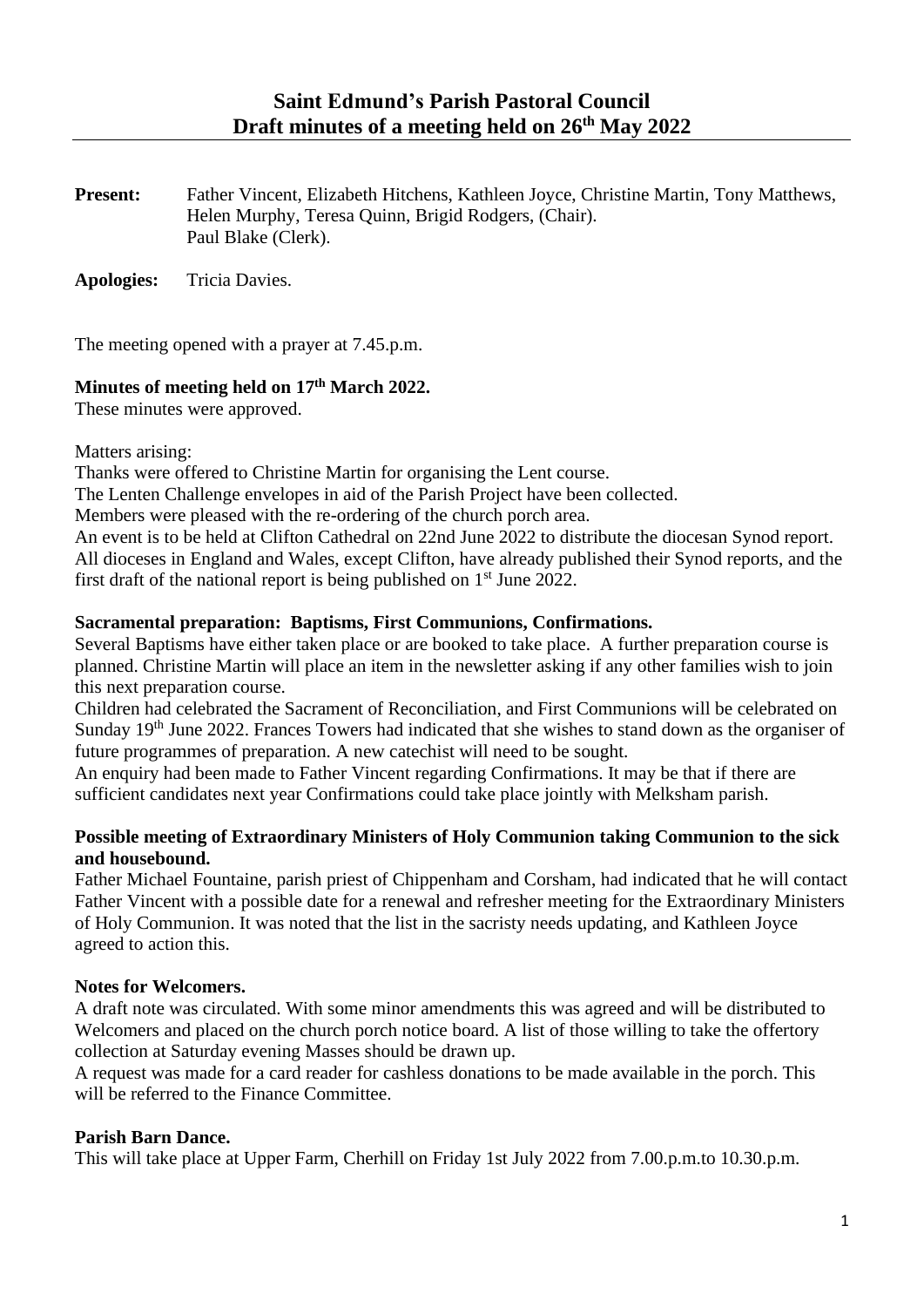# Saint Edmund's Parish Pastoral Council
# Draft minutes of a meeting held on 26th May 2022

**Present:** Father Vincent, Elizabeth Hitchens, Kathleen Joyce, Christine Martin, Tony Matthews, Helen Murphy, Teresa Quinn, Brigid Rodgers, (Chair).
Paul Blake (Clerk).

**Apologies:** Tricia Davies.

The meeting opened with a prayer at 7.45.p.m.

**Minutes of meeting held on 17th March 2022.**

These minutes were approved.

Matters arising:

Thanks were offered to Christine Martin for organising the Lent course.

The Lenten Challenge envelopes in aid of the Parish Project have been collected.

Members were pleased with the re-ordering of the church porch area.

An event is to be held at Clifton Cathedral on 22nd June 2022 to distribute the diocesan Synod report. All dioceses in England and Wales, except Clifton, have already published their Synod reports, and the first draft of the national report is being published on 1st June 2022.

**Sacramental preparation: Baptisms, First Communions, Confirmations.**

Several Baptisms have either taken place or are booked to take place. A further preparation course is planned. Christine Martin will place an item in the newsletter asking if any other families wish to join this next preparation course.

Children had celebrated the Sacrament of Reconciliation, and First Communions will be celebrated on Sunday 19th June 2022. Frances Towers had indicated that she wishes to stand down as the organiser of future programmes of preparation. A new catechist will need to be sought.

An enquiry had been made to Father Vincent regarding Confirmations. It may be that if there are sufficient candidates next year Confirmations could take place jointly with Melksham parish.

**Possible meeting of Extraordinary Ministers of Holy Communion taking Communion to the sick and housebound.**

Father Michael Fountaine, parish priest of Chippenham and Corsham, had indicated that he will contact Father Vincent with a possible date for a renewal and refresher meeting for the Extraordinary Ministers of Holy Communion. It was noted that the list in the sacristy needs updating, and Kathleen Joyce agreed to action this.

**Notes for Welcomers.**

A draft note was circulated. With some minor amendments this was agreed and will be distributed to Welcomers and placed on the church porch notice board. A list of those willing to take the offertory collection at Saturday evening Masses should be drawn up.

A request was made for a card reader for cashless donations to be made available in the porch. This will be referred to the Finance Committee.

**Parish Barn Dance.**

This will take place at Upper Farm, Cherhill on Friday 1st July 2022 from 7.00.p.m.to 10.30.p.m.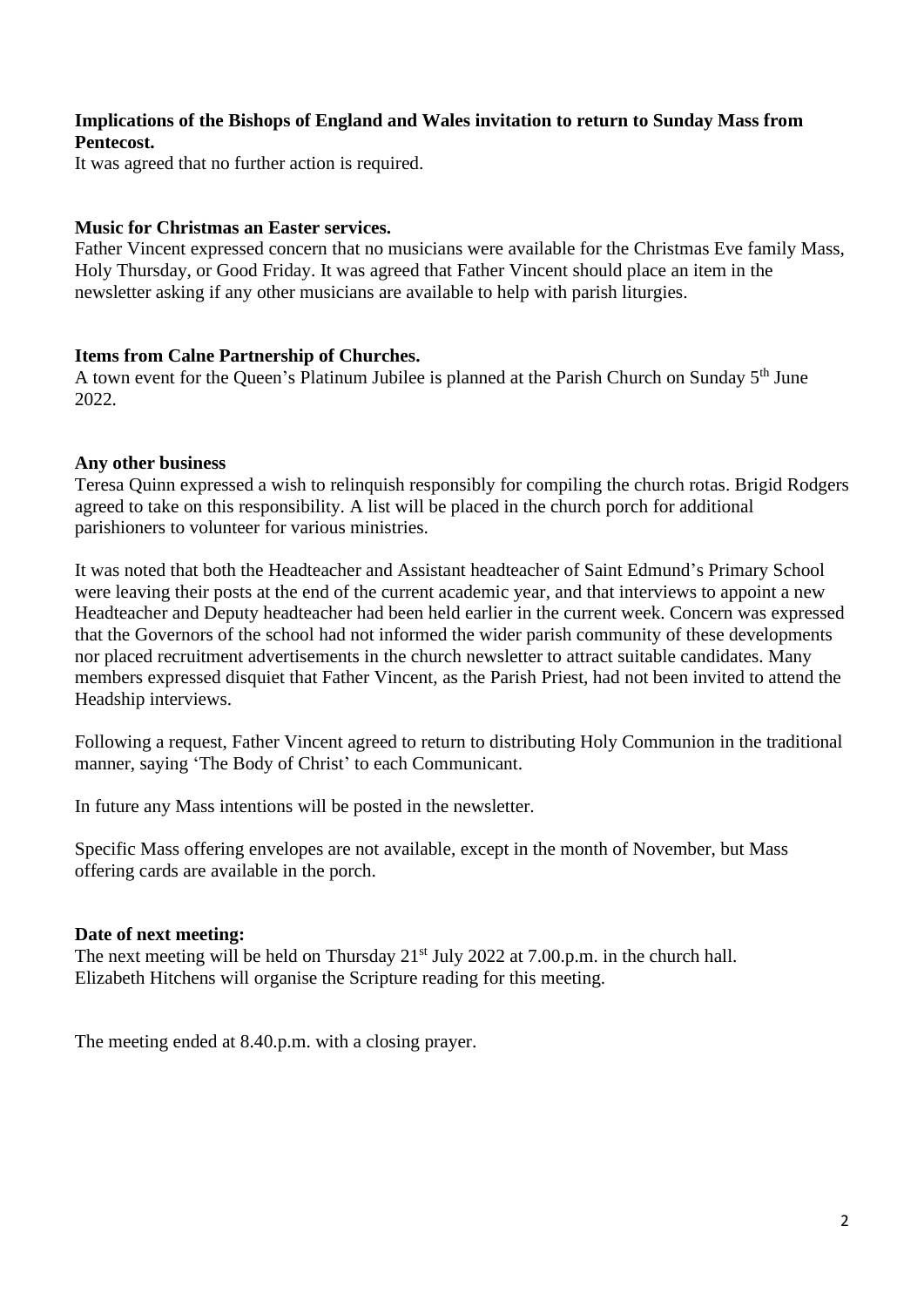**Implications of the Bishops of England and Wales invitation to return to Sunday Mass from Pentecost.**

It was agreed that no further action is required.

**Music for Christmas an Easter services.**

Father Vincent expressed concern that no musicians were available for the Christmas Eve family Mass, Holy Thursday, or Good Friday. It was agreed that Father Vincent should place an item in the newsletter asking if any other musicians are available to help with parish liturgies.

**Items from Calne Partnership of Churches.**

A town event for the Queen's Platinum Jubilee is planned at the Parish Church on Sunday 5th June 2022.

**Any other business**

Teresa Quinn expressed a wish to relinquish responsibly for compiling the church rotas. Brigid Rodgers agreed to take on this responsibility. A list will be placed in the church porch for additional parishioners to volunteer for various ministries.

It was noted that both the Headteacher and Assistant headteacher of Saint Edmund's Primary School were leaving their posts at the end of the current academic year, and that interviews to appoint a new Headteacher and Deputy headteacher had been held earlier in the current week. Concern was expressed that the Governors of the school had not informed the wider parish community of these developments nor placed recruitment advertisements in the church newsletter to attract suitable candidates. Many members expressed disquiet that Father Vincent, as the Parish Priest, had not been invited to attend the Headship interviews.

Following a request, Father Vincent agreed to return to distributing Holy Communion in the traditional manner, saying 'The Body of Christ' to each Communicant.

In future any Mass intentions will be posted in the newsletter.

Specific Mass offering envelopes are not available, except in the month of November, but Mass offering cards are available in the porch.

**Date of next meeting:**

The next meeting will be held on Thursday 21st July 2022 at 7.00.p.m. in the church hall.
Elizabeth Hitchens will organise the Scripture reading for this meeting.

The meeting ended at 8.40.p.m. with a closing prayer.